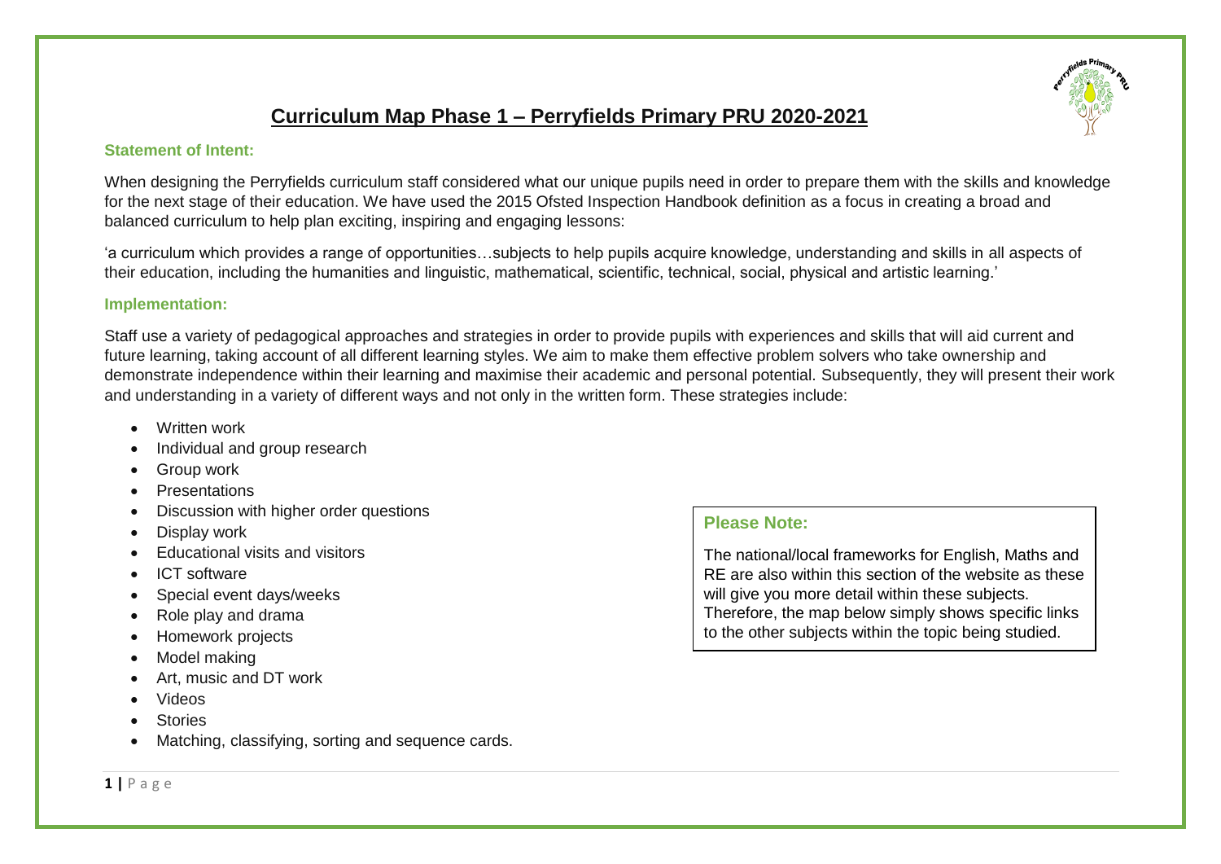# Curriculum Map Phase 1 – Perryfields Primary PRU 2020-2021

### Statement of Intent:

When designing the Perryfields curriculum staff considered what our unique pupils need in order to prepare them with the skills and knowledge for the next stage of their education. We have used the 2015 Ofsted Inspection Handbook definition as a focus in creating a broad and balanced curriculum to help plan exciting, inspiring and engaging lessons:

'a curriculum which provides a range of opportunities…subjects to help pupils acquire knowledge, understanding and skills in all aspects of their education, including the humanities and linguistic, mathematical, scientific, technical, social, physical and artistic learning.'

### Implementation:

Staff use a variety of pedagogical approaches and strategies in order to provide pupils with experiences and skills that will aid current and future learning, taking account of all different learning styles. We aim to make them effective problem solvers who take ownership and demonstrate independence within their learning and maximise their academic and personal potential. Subsequently, they will present their work and understanding in a variety of different ways and not only in the written form. These strategies include:

- Written work
- Individual and group research
- Group work
- Presentations
- Discussion with higher order questions
- Display work
- Educational visits and visitors
- ICT software
- Special event days/weeks
- Role play and drama
- Homework projects
- Model making
- Art, music and DT work
- Videos
- Stories
- Matching, classifying, sorting and sequence cards.

### Please Note:

The national/local frameworks for English, Maths and RE are also within this section of the website as these will give you more detail within these subjects. Therefore, the map below simply shows specific links to the other subjects within the topic being studied.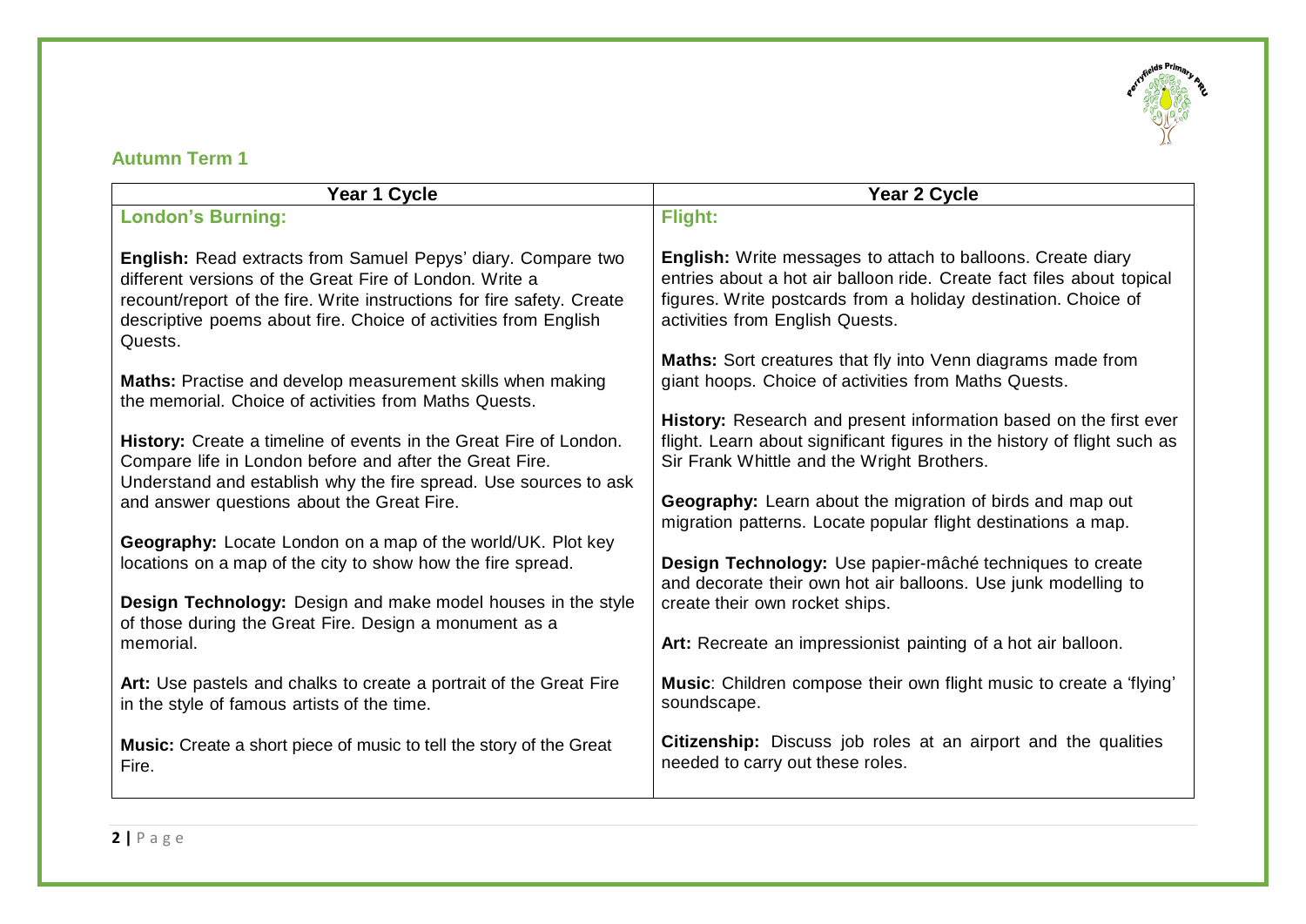## Autumn Term 1

| Year 1 Cycle | Year 2 Cycle |
|---|---|
| **London's Burning:**<br><br>**English:** Read extracts from Samuel Pepys' diary. Compare two different versions of the Great Fire of London. Write a recount/report of the fire. Write instructions for fire safety. Create descriptive poems about fire. Choice of activities from English Quests.<br><br>**Maths:** Practise and develop measurement skills when making the memorial. Choice of activities from Maths Quests.<br><br>**History:** Create a timeline of events in the Great Fire of London. Compare life in London before and after the Great Fire. Understand and establish why the fire spread. Use sources to ask and answer questions about the Great Fire.<br><br>**Geography:** Locate London on a map of the world/UK. Plot key locations on a map of the city to show how the fire spread.<br><br>**Design Technology:** Design and make model houses in the style of those during the Great Fire. Design a monument as a memorial.<br><br>**Art:** Use pastels and chalks to create a portrait of the Great Fire in the style of famous artists of the time.<br><br>**Music:** Create a short piece of music to tell the story of the Great Fire. | **Flight:**<br><br>**English:** Write messages to attach to balloons. Create diary entries about a hot air balloon ride. Create fact files about topical figures. Write postcards from a holiday destination. Choice of activities from English Quests.<br><br>**Maths:** Sort creatures that fly into Venn diagrams made from giant hoops. Choice of activities from Maths Quests.<br><br>**History:** Research and present information based on the first ever flight. Learn about significant figures in the history of flight such as Sir Frank Whittle and the Wright Brothers.<br><br>**Geography:** Learn about the migration of birds and map out migration patterns. Locate popular flight destinations a map.<br><br>**Design Technology:** Use papier-mâché techniques to create and decorate their own hot air balloons. Use junk modelling to create their own rocket ships.<br><br>**Art:** Recreate an impressionist painting of a hot air balloon.<br><br>**Music**: Children compose their own flight music to create a 'flying' soundscape.<br><br>**Citizenship:** Discuss job roles at an airport and the qualities needed to carry out these roles. |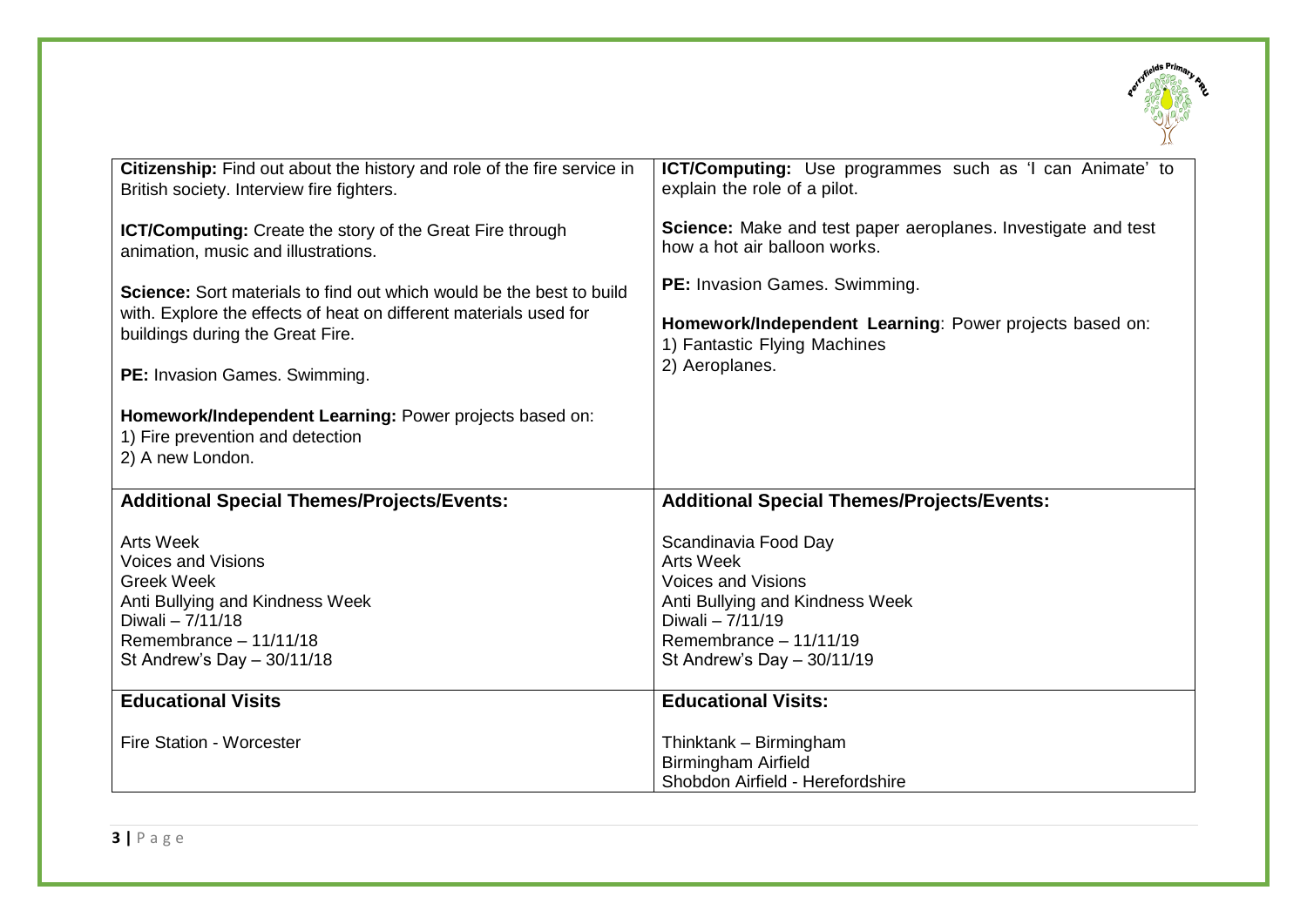| | |
|---|---|
| **Citizenship:** Find out about the history and role of the fire service in British society. Interview fire fighters.<br><br>**ICT/Computing:** Create the story of the Great Fire through animation, music and illustrations.<br><br>**Science:** Sort materials to find out which would be the best to build with. Explore the effects of heat on different materials used for buildings during the Great Fire.<br><br>**PE:** Invasion Games. Swimming.<br><br>**Homework/Independent Learning:** Power projects based on:<br>1) Fire prevention and detection<br>2) A new London. | **ICT/Computing:** Use programmes such as 'I can Animate' to explain the role of a pilot.<br><br>**Science:** Make and test paper aeroplanes. Investigate and test how a hot air balloon works.<br><br>**PE:** Invasion Games. Swimming.<br><br>**Homework/Independent Learning**: Power projects based on:<br>1) Fantastic Flying Machines<br>2) Aeroplanes. |
| **Additional Special Themes/Projects/Events:**<br><br>Arts Week<br>Voices and Visions<br>Greek Week<br>Anti Bullying and Kindness Week<br>Diwali – 7/11/18<br>Remembrance – 11/11/18<br>St Andrew's Day – 30/11/18 | **Additional Special Themes/Projects/Events:**<br><br>Scandinavia Food Day<br>Arts Week<br>Voices and Visions<br>Anti Bullying and Kindness Week<br>Diwali – 7/11/19<br>Remembrance – 11/11/19<br>St Andrew's Day – 30/11/19 |
| **Educational Visits**<br><br>Fire Station - Worcester | **Educational Visits:**<br><br>Thinktank – Birmingham<br>Birmingham Airfield<br>Shobdon Airfield - Herefordshire |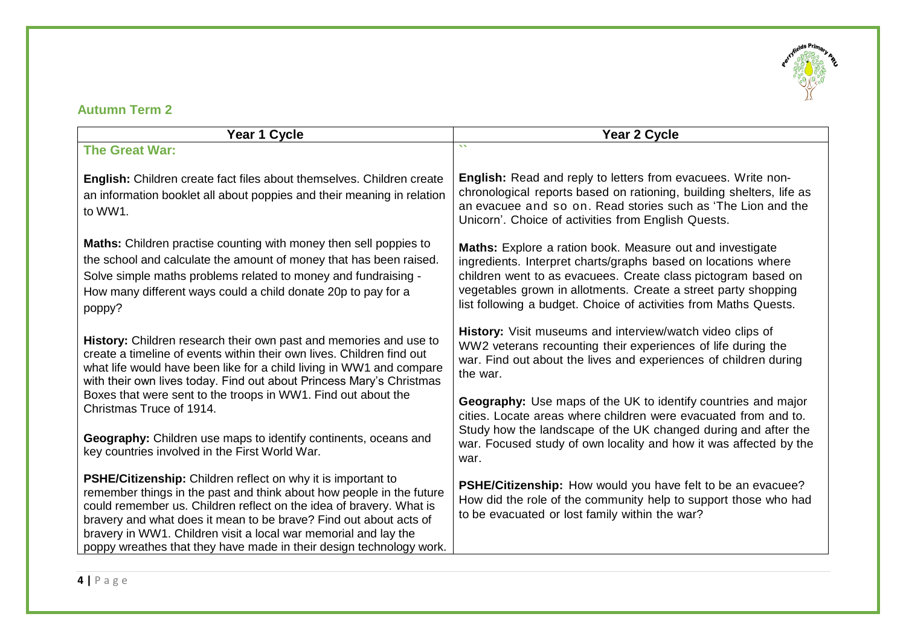## Autumn Term 2

| Year 1 Cycle | Year 2 Cycle |
|---|---|
| **The Great War:**<br><br>**English:** Children create fact files about themselves. Children create an information booklet all about poppies and their meaning in relation to WW1.<br><br>**Maths:** Children practise counting with money then sell poppies to the school and calculate the amount of money that has been raised. Solve simple maths problems related to money and fundraising - How many different ways could a child donate 20p to pay for a poppy?<br><br>**History:** Children research their own past and memories and use to create a timeline of events within their own lives. Children find out what life would have been like for a child living in WW1 and compare with their own lives today. Find out about Princess Mary's Christmas Boxes that were sent to the troops in WW1. Find out about the Christmas Truce of 1914.<br><br>**Geography:** Children use maps to identify continents, oceans and key countries involved in the First World War.<br><br>**PSHE/Citizenship:** Children reflect on why it is important to remember things in the past and think about how people in the future could remember us. Children reflect on the idea of bravery. What is bravery and what does it mean to be brave? Find out about acts of bravery in WW1. Children visit a local war memorial and lay the poppy wreathes that they have made in their design technology work. | ``<br><br>**English:** Read and reply to letters from evacuees. Write non-chronological reports based on rationing, building shelters, life as an evacuee and so on. Read stories such as 'The Lion and the Unicorn'. Choice of activities from English Quests.<br><br>**Maths:** Explore a ration book. Measure out and investigate ingredients. Interpret charts/graphs based on locations where children went to as evacuees. Create class pictogram based on vegetables grown in allotments. Create a street party shopping list following a budget. Choice of activities from Maths Quests.<br><br>**History:** Visit museums and interview/watch video clips of WW2 veterans recounting their experiences of life during the war. Find out about the lives and experiences of children during the war.<br><br>**Geography:** Use maps of the UK to identify countries and major cities. Locate areas where children were evacuated from and to. Study how the landscape of the UK changed during and after the war. Focused study of own locality and how it was affected by the war.<br><br>**PSHE/Citizenship:** How would you have felt to be an evacuee? How did the role of the community help to support those who had to be evacuated or lost family within the war? |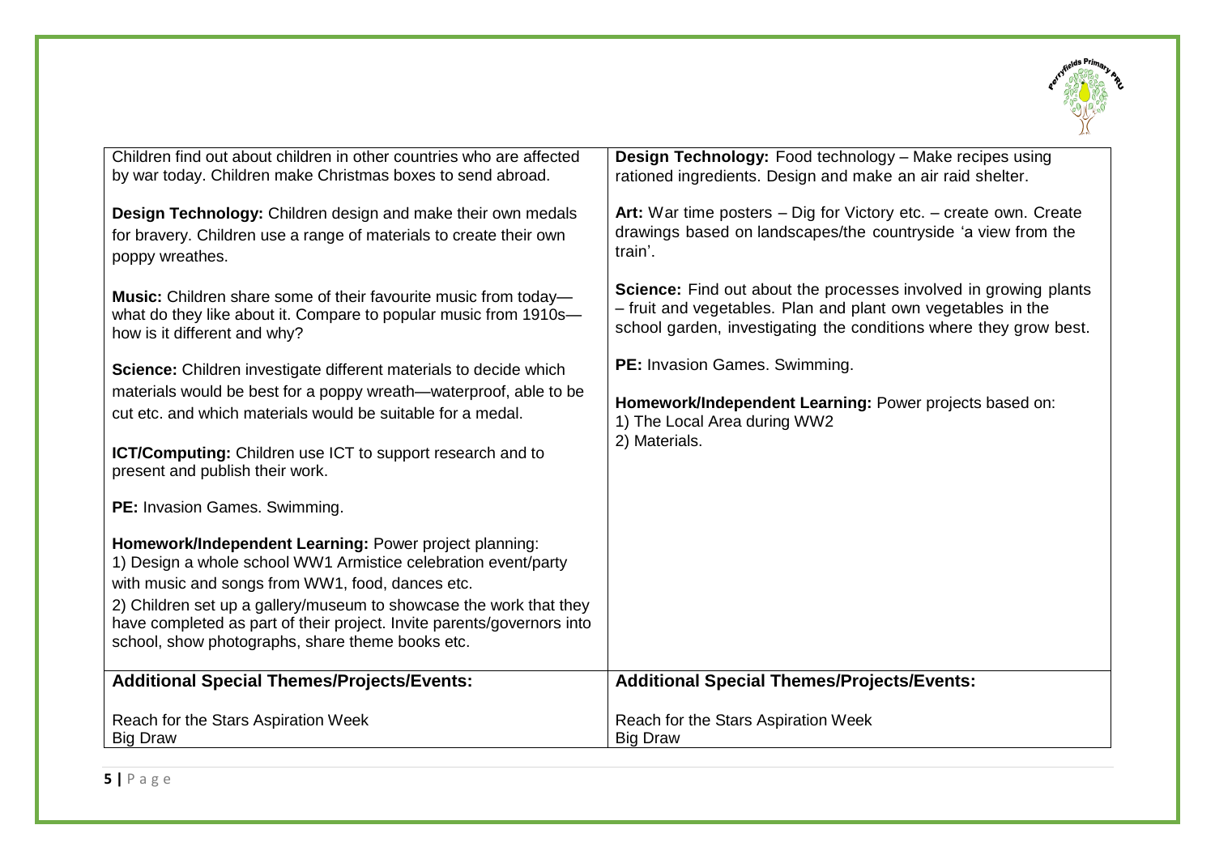| | |
|---|---|
| Children find out about children in other countries who are affected by war today. Children make Christmas boxes to send abroad.<br><br>**Design Technology:** Children design and make their own medals for bravery. Children use a range of materials to create their own poppy wreathes.<br><br>**Music:** Children share some of their favourite music from today—what do they like about it. Compare to popular music from 1910s—how is it different and why?<br><br>**Science:** Children investigate different materials to decide which materials would be best for a poppy wreath—waterproof, able to be cut etc. and which materials would be suitable for a medal.<br><br>**ICT/Computing:** Children use ICT to support research and to present and publish their work.<br><br>**PE:** Invasion Games. Swimming.<br><br>**Homework/Independent Learning:** Power project planning:<br>1) Design a whole school WW1 Armistice celebration event/party with music and songs from WW1, food, dances etc.<br>2) Children set up a gallery/museum to showcase the work that they have completed as part of their project. Invite parents/governors into school, show photographs, share theme books etc. | **Design Technology:** Food technology – Make recipes using rationed ingredients. Design and make an air raid shelter.<br><br>**Art:** War time posters – Dig for Victory etc. – create own. Create drawings based on landscapes/the countryside 'a view from the train'.<br><br>**Science:** Find out about the processes involved in growing plants – fruit and vegetables. Plan and plant own vegetables in the school garden, investigating the conditions where they grow best.<br><br>**PE:** Invasion Games. Swimming.<br><br>**Homework/Independent Learning:** Power projects based on:<br>1) The Local Area during WW2<br>2) Materials. |
| **Additional Special Themes/Projects/Events:**<br><br>Reach for the Stars Aspiration Week<br>Big Draw | **Additional Special Themes/Projects/Events:**<br><br>Reach for the Stars Aspiration Week<br>Big Draw |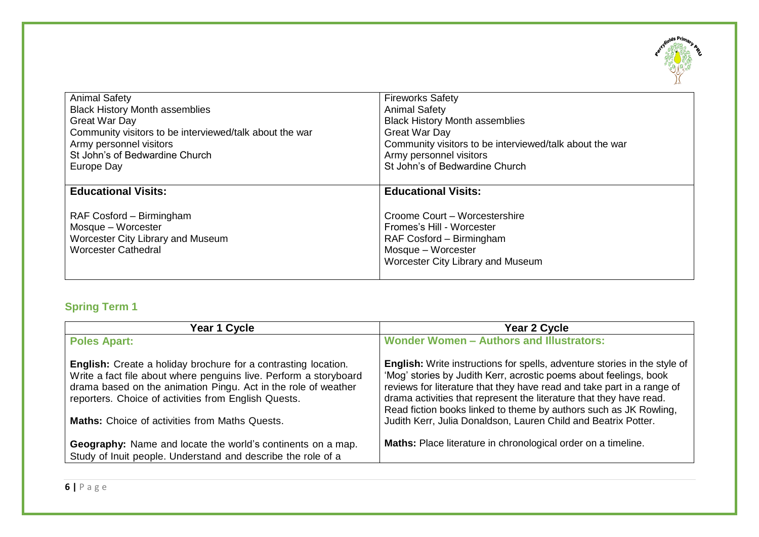| | |
|---|---|
| Animal Safety<br>Black History Month assemblies<br>Great War Day<br>Community visitors to be interviewed/talk about the war<br>Army personnel visitors<br>St John's of Bedwardine Church<br>Europe Day | Fireworks Safety<br>Animal Safety<br>Black History Month assemblies<br>Great War Day<br>Community visitors to be interviewed/talk about the war<br>Army personnel visitors<br>St John's of Bedwardine Church |
| **Educational Visits:**<br><br>RAF Cosford – Birmingham<br>Mosque – Worcester<br>Worcester City Library and Museum<br>Worcester Cathedral | **Educational Visits:**<br><br>Croome Court – Worcestershire<br>Fromes's Hill - Worcester<br>RAF Cosford – Birmingham<br>Mosque – Worcester<br>Worcester City Library and Museum |

### Spring Term 1

| Year 1 Cycle | Year 2 Cycle |
|---|---|
| **Poles Apart:**<br><br>**English:** Create a holiday brochure for a contrasting location. Write a fact file about where penguins live. Perform a storyboard drama based on the animation Pingu. Act in the role of weather reporters. Choice of activities from English Quests.<br><br>**Maths:** Choice of activities from Maths Quests.<br><br>**Geography:** Name and locate the world's continents on a map. Study of Inuit people. Understand and describe the role of a | **Wonder Women – Authors and Illustrators:**<br><br>**English:** Write instructions for spells, adventure stories in the style of 'Mog' stories by Judith Kerr, acrostic poems about feelings, book reviews for literature that they have read and take part in a range of drama activities that represent the literature that they have read. Read fiction books linked to theme by authors such as JK Rowling, Judith Kerr, Julia Donaldson, Lauren Child and Beatrix Potter.<br><br>**Maths:** Place literature in chronological order on a timeline. |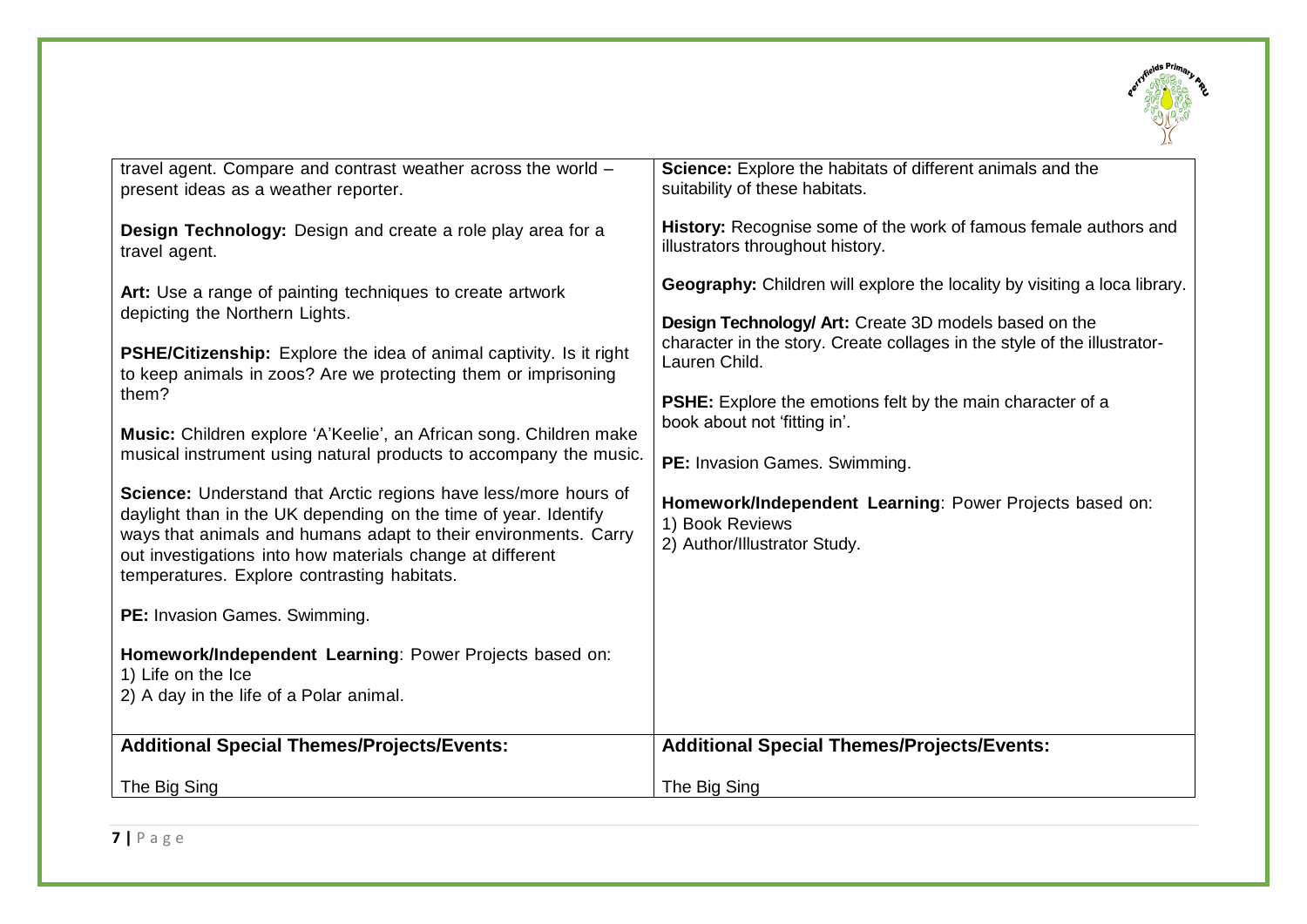| | |
|---|---|
| travel agent. Compare and contrast weather across the world – present ideas as a weather reporter.<br><br>**Design Technology:** Design and create a role play area for a travel agent.<br><br>**Art:** Use a range of painting techniques to create artwork depicting the Northern Lights.<br><br>**PSHE/Citizenship:** Explore the idea of animal captivity. Is it right to keep animals in zoos? Are we protecting them or imprisoning them?<br><br>**Music:** Children explore 'A'Keelie', an African song. Children make musical instrument using natural products to accompany the music.<br><br>**Science:** Understand that Arctic regions have less/more hours of daylight than in the UK depending on the time of year. Identify ways that animals and humans adapt to their environments. Carry out investigations into how materials change at different temperatures. Explore contrasting habitats.<br><br>**PE:** Invasion Games. Swimming.<br><br>**Homework/Independent Learning**: Power Projects based on:<br>1) Life on the Ice<br>2) A day in the life of a Polar animal. | **Science:** Explore the habitats of different animals and the suitability of these habitats.<br><br>**History:** Recognise some of the work of famous female authors and illustrators throughout history.<br><br>**Geography:** Children will explore the locality by visiting a loca library.<br><br>**Design Technology/ Art:** Create 3D models based on the character in the story. Create collages in the style of the illustrator- Lauren Child.<br><br>**PSHE:** Explore the emotions felt by the main character of a book about not 'fitting in'.<br><br>**PE:** Invasion Games. Swimming.<br><br>**Homework/Independent Learning**: Power Projects based on:<br>1) Book Reviews<br>2) Author/Illustrator Study. |
| **Additional Special Themes/Projects/Events:**<br><br>The Big Sing | **Additional Special Themes/Projects/Events:**<br><br>The Big Sing |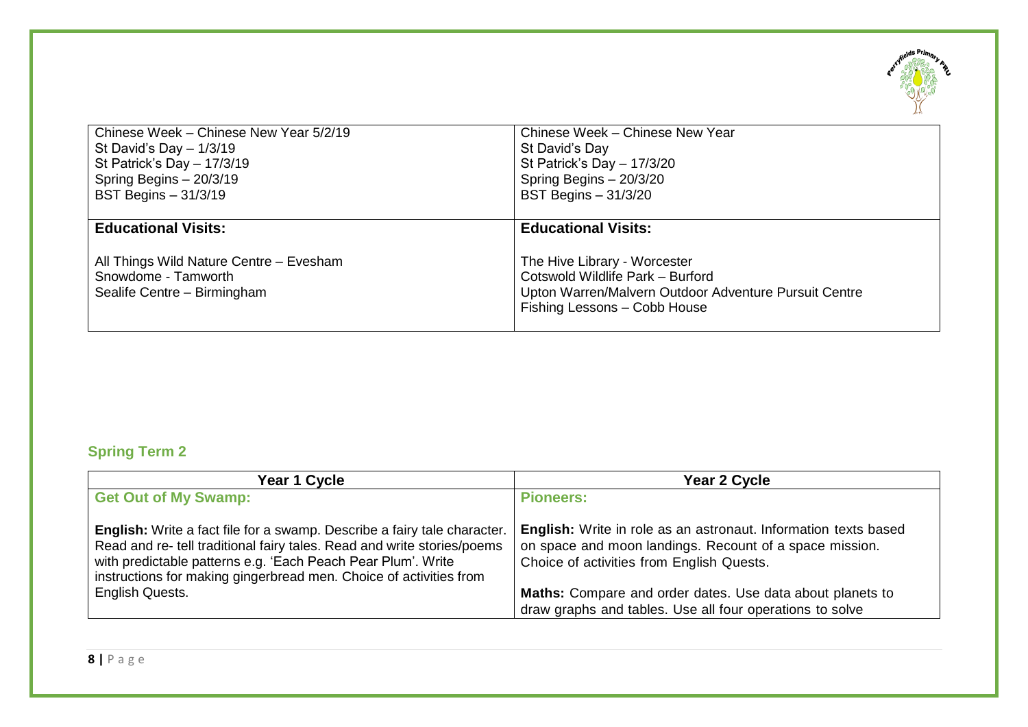| | |
|---|---|
| Chinese Week – Chinese New Year 5/2/19<br>St David's Day – 1/3/19<br>St Patrick's Day – 17/3/19<br>Spring Begins – 20/3/19<br>BST Begins – 31/3/19 | Chinese Week – Chinese New Year<br>St David's Day<br>St Patrick's Day – 17/3/20<br>Spring Begins – 20/3/20<br>BST Begins – 31/3/20 |
| **Educational Visits:**<br><br>All Things Wild Nature Centre – Evesham<br>Snowdome - Tamworth<br>Sealife Centre – Birmingham | **Educational Visits:**<br><br>The Hive Library - Worcester<br>Cotswold Wildlife Park – Burford<br>Upton Warren/Malvern Outdoor Adventure Pursuit Centre<br>Fishing Lessons – Cobb House |

## Spring Term 2

| Year 1 Cycle | Year 2 Cycle |
|---|---|
| **Get Out of My Swamp:**<br><br>**English:** Write a fact file for a swamp. Describe a fairy tale character. Read and re- tell traditional fairy tales. Read and write stories/poems with predictable patterns e.g. 'Each Peach Pear Plum'. Write instructions for making gingerbread men. Choice of activities from English Quests. | **Pioneers:**<br><br>**English:** Write in role as an astronaut. Information texts based on space and moon landings. Recount of a space mission. Choice of activities from English Quests.<br><br>**Maths:** Compare and order dates. Use data about planets to draw graphs and tables. Use all four operations to solve |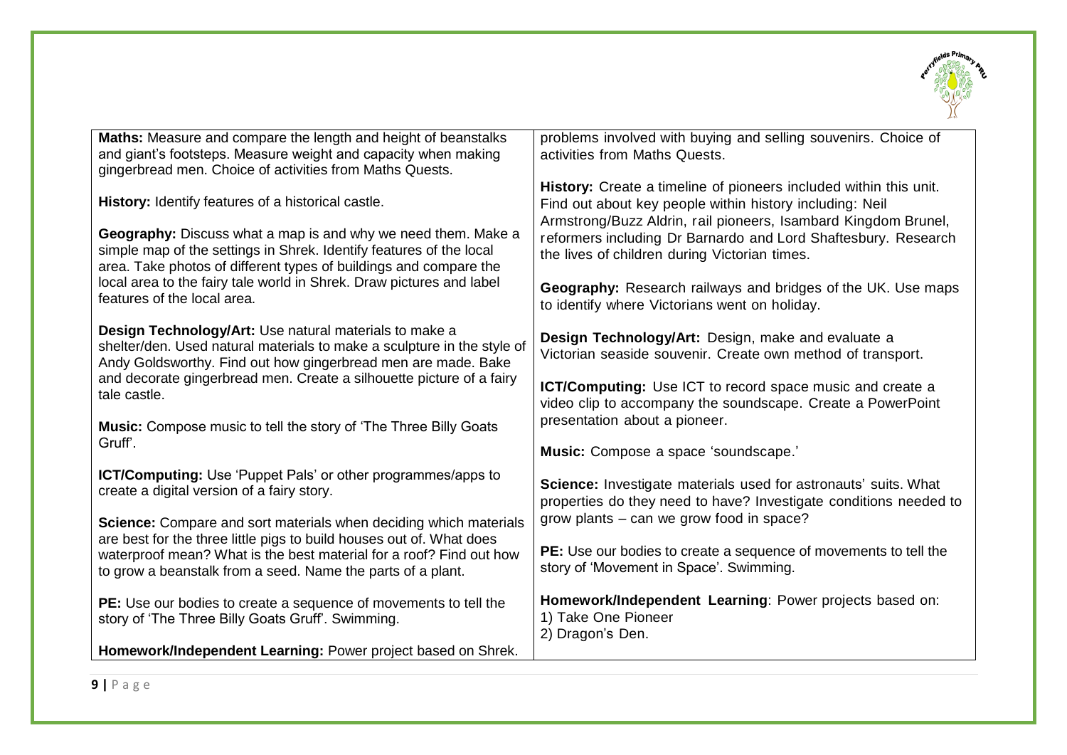| | |
|---|---|
| **Maths:** Measure and compare the length and height of beanstalks and giant's footsteps. Measure weight and capacity when making gingerbread men. Choice of activities from Maths Quests.<br><br>**History:** Identify features of a historical castle.<br><br>**Geography:** Discuss what a map is and why we need them. Make a simple map of the settings in Shrek. Identify features of the local area. Take photos of different types of buildings and compare the local area to the fairy tale world in Shrek. Draw pictures and label features of the local area.<br><br>**Design Technology/Art:** Use natural materials to make a shelter/den. Used natural materials to make a sculpture in the style of Andy Goldsworthy. Find out how gingerbread men are made. Bake and decorate gingerbread men. Create a silhouette picture of a fairy tale castle.<br><br>**Music:** Compose music to tell the story of 'The Three Billy Goats Gruff'.<br><br>**ICT/Computing:** Use 'Puppet Pals' or other programmes/apps to create a digital version of a fairy story.<br><br>**Science:** Compare and sort materials when deciding which materials are best for the three little pigs to build houses out of. What does waterproof mean? What is the best material for a roof? Find out how to grow a beanstalk from a seed. Name the parts of a plant.<br><br>**PE:** Use our bodies to create a sequence of movements to tell the story of 'The Three Billy Goats Gruff'. Swimming.<br><br>**Homework/Independent Learning:** Power project based on Shrek. | problems involved with buying and selling souvenirs. Choice of activities from Maths Quests.<br><br>**History:** Create a timeline of pioneers included within this unit. Find out about key people within history including: Neil Armstrong/Buzz Aldrin, rail pioneers, Isambard Kingdom Brunel, reformers including Dr Barnardo and Lord Shaftesbury. Research the lives of children during Victorian times.<br><br>**Geography:** Research railways and bridges of the UK. Use maps to identify where Victorians went on holiday.<br><br>**Design Technology/Art:** Design, make and evaluate a Victorian seaside souvenir. Create own method of transport.<br><br>**ICT/Computing:** Use ICT to record space music and create a video clip to accompany the soundscape. Create a PowerPoint presentation about a pioneer.<br><br>**Music:** Compose a space 'soundscape.'<br><br>**Science:** Investigate materials used for astronauts' suits. What properties do they need to have? Investigate conditions needed to grow plants – can we grow food in space?<br><br>**PE:** Use our bodies to create a sequence of movements to tell the story of 'Movement in Space'. Swimming.<br><br>**Homework/Independent Learning**: Power projects based on:<br>1) Take One Pioneer<br>2) Dragon's Den. |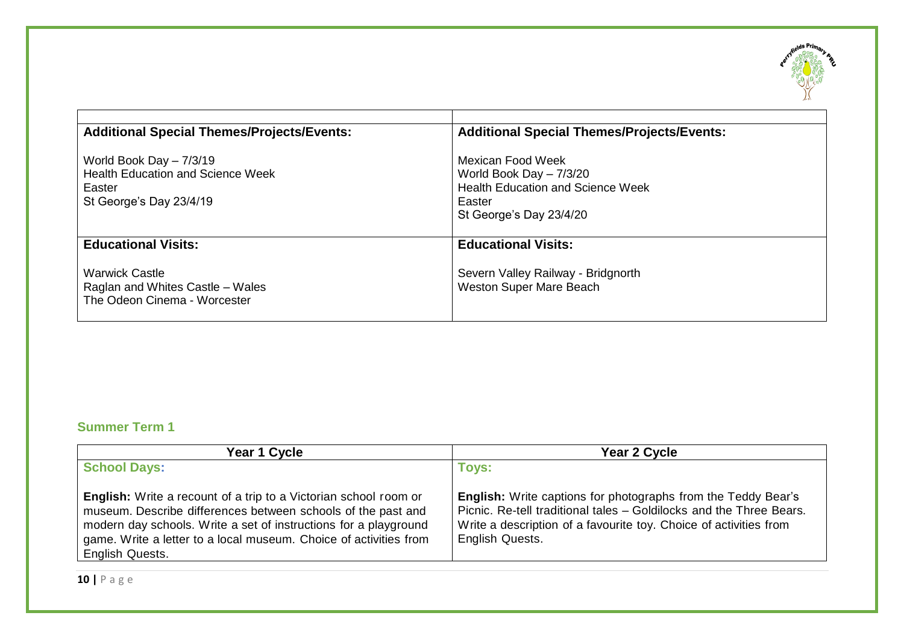| | |
|---|---|
| **Additional Special Themes/Projects/Events:**<br><br>World Book Day – 7/3/19<br>Health Education and Science Week<br>Easter<br>St George's Day 23/4/19 | **Additional Special Themes/Projects/Events:**<br><br>Mexican Food Week<br>World Book Day – 7/3/20<br>Health Education and Science Week<br>Easter<br>St George's Day 23/4/20 |
| **Educational Visits:**<br><br>Warwick Castle<br>Raglan and Whites Castle – Wales<br>The Odeon Cinema - Worcester | **Educational Visits:**<br><br>Severn Valley Railway - Bridgnorth<br>Weston Super Mare Beach |

### Summer Term 1

| Year 1 Cycle | Year 2 Cycle |
|---|---|
| **School Days:**<br><br>**English:** Write a recount of a trip to a Victorian school room or museum. Describe differences between schools of the past and modern day schools. Write a set of instructions for a playground game. Write a letter to a local museum. Choice of activities from English Quests. | **Toys:**<br><br>**English:** Write captions for photographs from the Teddy Bear's Picnic. Re-tell traditional tales – Goldilocks and the Three Bears. Write a description of a favourite toy. Choice of activities from English Quests. |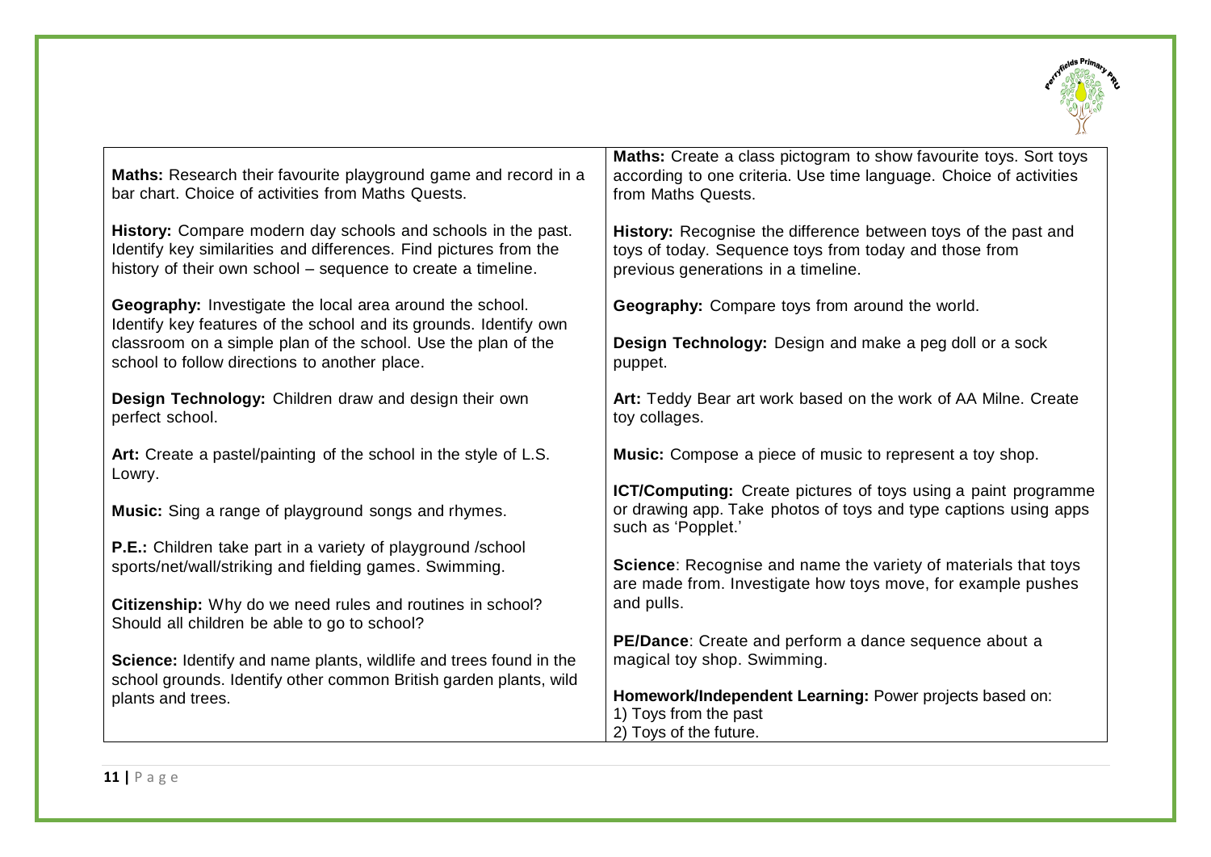| | |
|---|---|
| **Maths:** Research their favourite playground game and record in a bar chart. Choice of activities from Maths Quests.<br><br>**History:** Compare modern day schools and schools in the past. Identify key similarities and differences. Find pictures from the history of their own school – sequence to create a timeline.<br><br>**Geography:** Investigate the local area around the school. Identify key features of the school and its grounds. Identify own classroom on a simple plan of the school. Use the plan of the school to follow directions to another place.<br><br>**Design Technology:** Children draw and design their own perfect school.<br><br>**Art:** Create a pastel/painting of the school in the style of L.S. Lowry.<br><br>**Music:** Sing a range of playground songs and rhymes.<br><br>**P.E.:** Children take part in a variety of playground /school sports/net/wall/striking and fielding games. Swimming.<br><br>**Citizenship:** Why do we need rules and routines in school? Should all children be able to go to school?<br><br>**Science:** Identify and name plants, wildlife and trees found in the school grounds. Identify other common British garden plants, wild plants and trees. | **Maths:** Create a class pictogram to show favourite toys. Sort toys according to one criteria. Use time language. Choice of activities from Maths Quests.<br><br>**History:** Recognise the difference between toys of the past and toys of today. Sequence toys from today and those from previous generations in a timeline.<br><br>**Geography:** Compare toys from around the world.<br><br>**Design Technology:** Design and make a peg doll or a sock puppet.<br><br>**Art:** Teddy Bear art work based on the work of AA Milne. Create toy collages.<br><br>**Music:** Compose a piece of music to represent a toy shop.<br><br>**ICT/Computing:** Create pictures of toys using a paint programme or drawing app. Take photos of toys and type captions using apps such as 'Popplet.'<br><br>**Science**: Recognise and name the variety of materials that toys are made from. Investigate how toys move, for example pushes and pulls.<br><br>**PE/Dance**: Create and perform a dance sequence about a magical toy shop. Swimming.<br><br>**Homework/Independent Learning:** Power projects based on:<br>1) Toys from the past<br>2) Toys of the future. |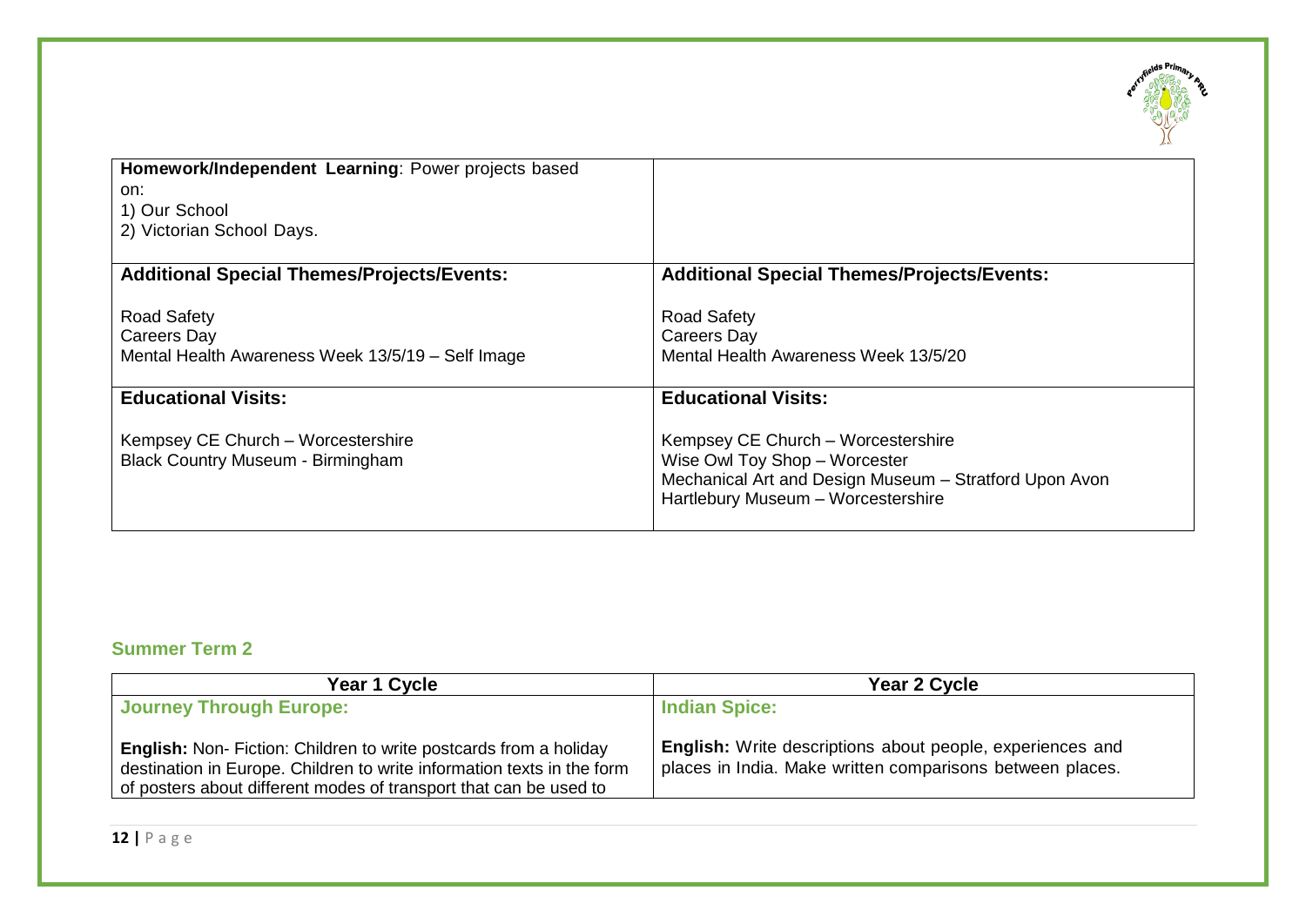| | |
|---|---|
| **Homework/Independent Learning**: Power projects based on:<br>1) Our School<br>2) Victorian School Days. | |
| **Additional Special Themes/Projects/Events:**<br><br>Road Safety<br>Careers Day<br>Mental Health Awareness Week 13/5/19 – Self Image | **Additional Special Themes/Projects/Events:**<br><br>Road Safety<br>Careers Day<br>Mental Health Awareness Week 13/5/20 |
| **Educational Visits:**<br><br>Kempsey CE Church – Worcestershire<br>Black Country Museum - Birmingham | **Educational Visits:**<br><br>Kempsey CE Church – Worcestershire<br>Wise Owl Toy Shop – Worcester<br>Mechanical Art and Design Museum – Stratford Upon Avon<br>Hartlebury Museum – Worcestershire |

## Summer Term 2

| Year 1 Cycle | Year 2 Cycle |
|---|---|
| **Journey Through Europe:** | **Indian Spice:** |
| **English:** Non- Fiction: Children to write postcards from a holiday destination in Europe. Children to write information texts in the form of posters about different modes of transport that can be used to | **English:** Write descriptions about people, experiences and places in India. Make written comparisons between places. |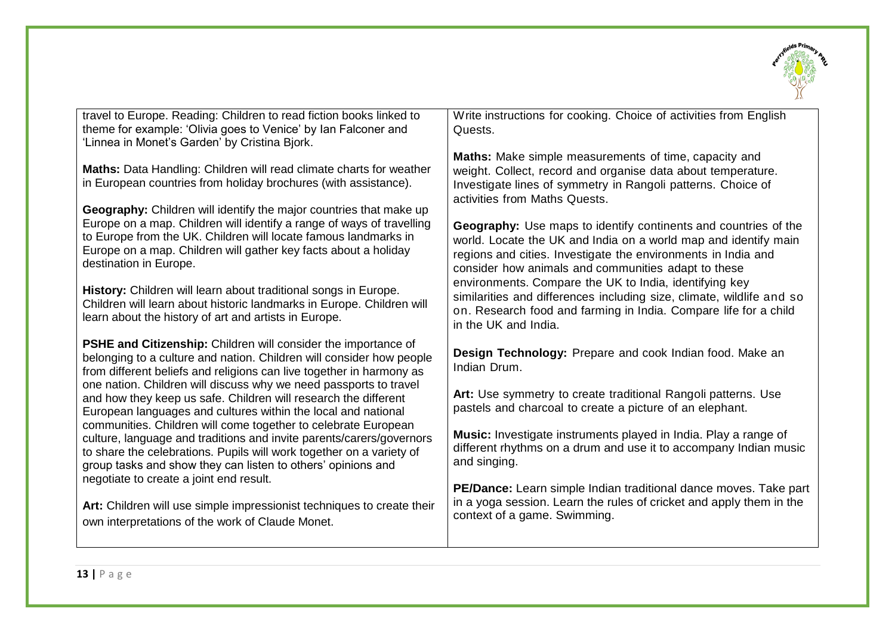| | |
|---|---|
| travel to Europe. Reading: Children to read fiction books linked to theme for example: 'Olivia goes to Venice' by Ian Falconer and 'Linnea in Monet's Garden' by Cristina Bjork.<br><br>**Maths:** Data Handling: Children will read climate charts for weather in European countries from holiday brochures (with assistance).<br><br>**Geography:** Children will identify the major countries that make up Europe on a map. Children will identify a range of ways of travelling to Europe from the UK. Children will locate famous landmarks in Europe on a map. Children will gather key facts about a holiday destination in Europe.<br><br>**History:** Children will learn about traditional songs in Europe. Children will learn about historic landmarks in Europe. Children will learn about the history of art and artists in Europe.<br><br>**PSHE and Citizenship:** Children will consider the importance of belonging to a culture and nation. Children will consider how people from different beliefs and religions can live together in harmony as one nation. Children will discuss why we need passports to travel and how they keep us safe. Children will research the different European languages and cultures within the local and national communities. Children will come together to celebrate European culture, language and traditions and invite parents/carers/governors to share the celebrations. Pupils will work together on a variety of group tasks and show they can listen to others' opinions and negotiate to create a joint end result.<br><br>**Art:** Children will use simple impressionist techniques to create their own interpretations of the work of Claude Monet. | Write instructions for cooking. Choice of activities from English Quests.<br><br>**Maths:** Make simple measurements of time, capacity and weight. Collect, record and organise data about temperature. Investigate lines of symmetry in Rangoli patterns. Choice of activities from Maths Quests.<br><br>**Geography:** Use maps to identify continents and countries of the world. Locate the UK and India on a world map and identify main regions and cities. Investigate the environments in India and consider how animals and communities adapt to these environments. Compare the UK to India, identifying key similarities and differences including size, climate, wildlife and so on. Research food and farming in India. Compare life for a child in the UK and India.<br><br>**Design Technology:** Prepare and cook Indian food. Make an Indian Drum.<br><br>**Art:** Use symmetry to create traditional Rangoli patterns. Use pastels and charcoal to create a picture of an elephant.<br><br>**Music:** Investigate instruments played in India. Play a range of different rhythms on a drum and use it to accompany Indian music and singing.<br><br>**PE/Dance:** Learn simple Indian traditional dance moves. Take part in a yoga session. Learn the rules of cricket and apply them in the context of a game. Swimming. |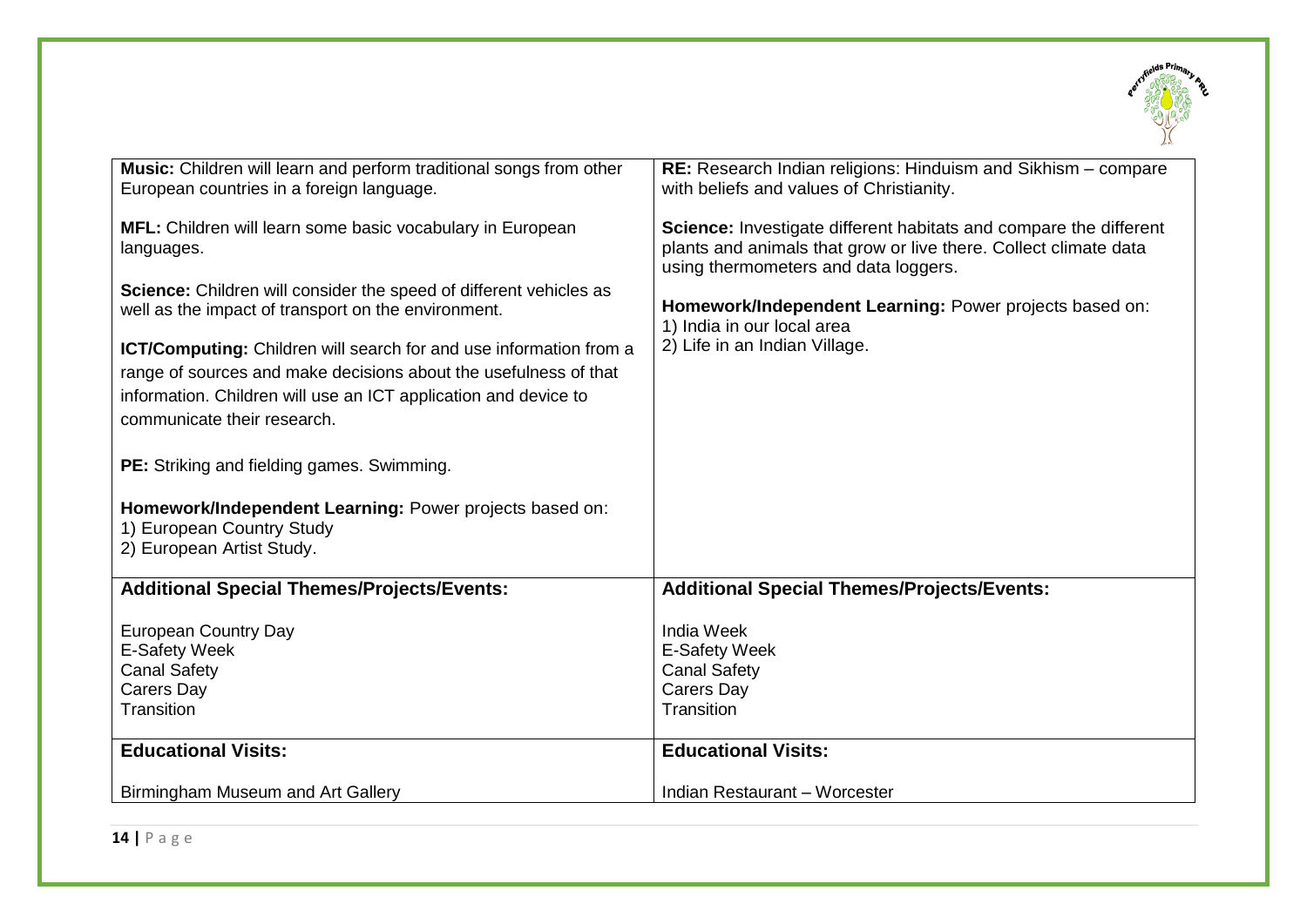| | |
|---|---|
| **Music:** Children will learn and perform traditional songs from other European countries in a foreign language.<br><br>**MFL:** Children will learn some basic vocabulary in European languages.<br><br>**Science:** Children will consider the speed of different vehicles as well as the impact of transport on the environment.<br><br>**ICT/Computing:** Children will search for and use information from a range of sources and make decisions about the usefulness of that information. Children will use an ICT application and device to communicate their research.<br><br>**PE:** Striking and fielding games. Swimming.<br><br>**Homework/Independent Learning:** Power projects based on:<br>1) European Country Study<br>2) European Artist Study. | **RE:** Research Indian religions: Hinduism and Sikhism – compare with beliefs and values of Christianity.<br><br>**Science:** Investigate different habitats and compare the different plants and animals that grow or live there. Collect climate data using thermometers and data loggers.<br><br>**Homework/Independent Learning:** Power projects based on:<br>1) India in our local area<br>2) Life in an Indian Village. |
| **Additional Special Themes/Projects/Events:**<br><br>European Country Day<br>E-Safety Week<br>Canal Safety<br>Carers Day<br>Transition | **Additional Special Themes/Projects/Events:**<br><br>India Week<br>E-Safety Week<br>Canal Safety<br>Carers Day<br>Transition |
| **Educational Visits:**<br><br>Birmingham Museum and Art Gallery | **Educational Visits:**<br><br>Indian Restaurant – Worcester |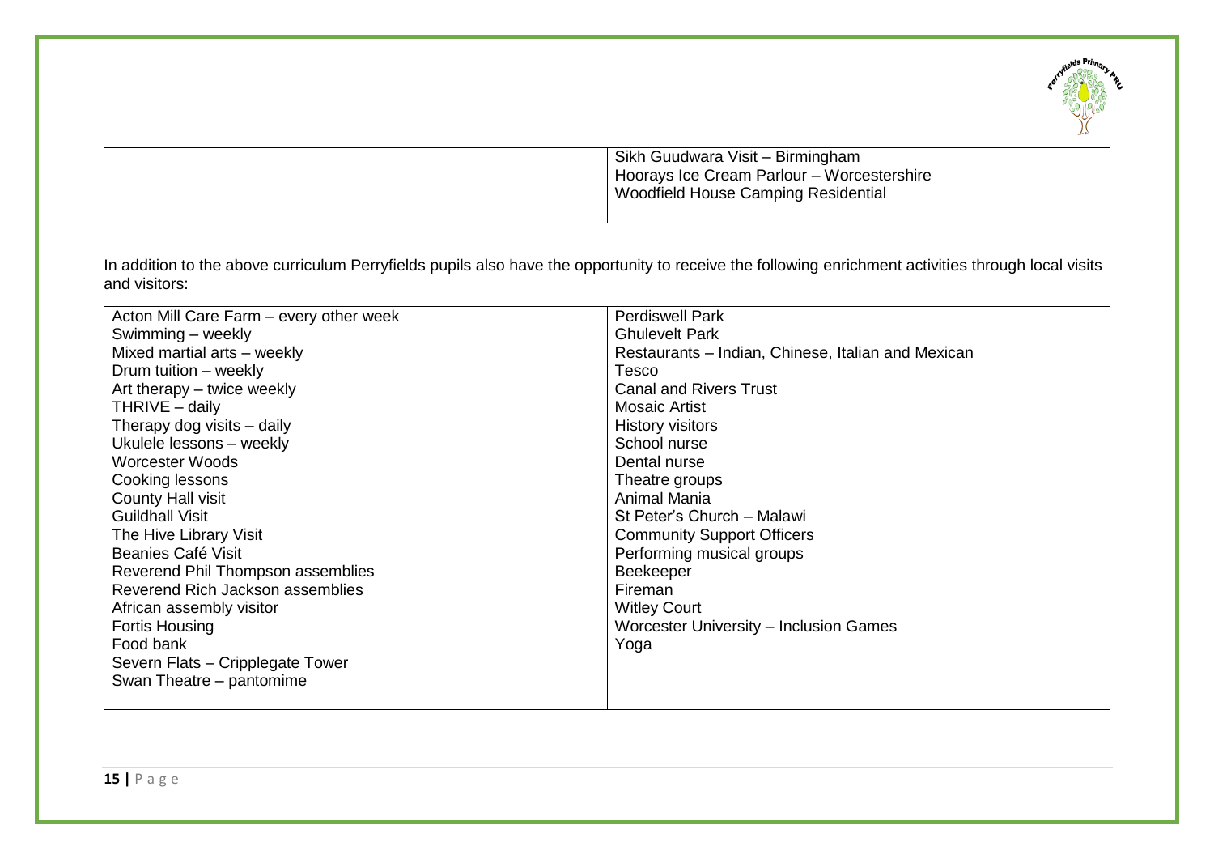| | |
|---|---|
| | Sikh Guudwara Visit – Birmingham<br>Hoorays Ice Cream Parlour – Worcestershire<br>Woodfield House Camping Residential |

In addition to the above curriculum Perryfields pupils also have the opportunity to receive the following enrichment activities through local visits and visitors:

| | |
|---|---|
| Acton Mill Care Farm – every other week | Perdiswell Park |
| Swimming – weekly | Ghulevelt Park |
| Mixed martial arts – weekly | Restaurants – Indian, Chinese, Italian and Mexican |
| Drum tuition – weekly | Tesco |
| Art therapy – twice weekly | Canal and Rivers Trust |
| THRIVE – daily | Mosaic Artist |
| Therapy dog visits – daily | History visitors |
| Ukulele lessons – weekly | School nurse |
| Worcester Woods | Dental nurse |
| Cooking lessons | Theatre groups |
| County Hall visit | Animal Mania |
| Guildhall Visit | St Peter's Church – Malawi |
| The Hive Library Visit | Community Support Officers |
| Beanies Café Visit | Performing musical groups |
| Reverend Phil Thompson assemblies | Beekeeper |
| Reverend Rich Jackson assemblies | Fireman |
| African assembly visitor | Witley Court |
| Fortis Housing | Worcester University – Inclusion Games |
| Food bank | Yoga |
| Severn Flats – Cripplegate Tower | |
| Swan Theatre – pantomime | |